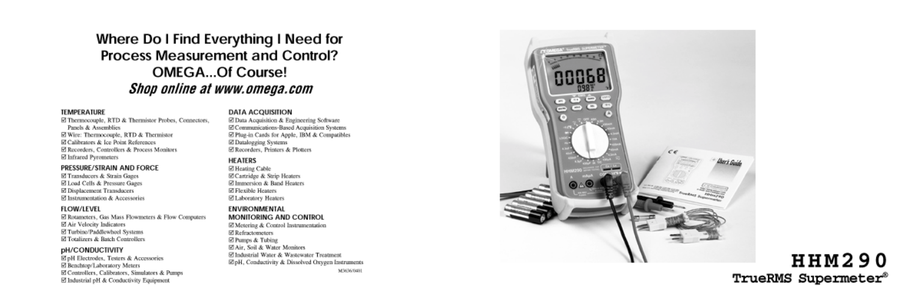# Where Do I Find Everything I Need for Process Measurement and Control? OMEGA...Of Course!

***Shop online at www.omega.com***

### TEMPERATURE

- ☑ Thermocouple, RTD & Thermistor Probes, Connectors, Panels & Assemblies
- ☑ Wire: Thermocouple, RTD & Thermistor
- ☑ Calibrators & Ice Point References
- ☑ Recorders, Controllers & Process Monitors
- ☑ Infrared Pyrometers

### PRESSURE/STRAIN AND FORCE

- ☑ Transducers & Strain Gages
- ☑ Load Cells & Pressure Gages
- ☑ Displacement Transducers
- ☑ Instrumentation & Accessories

### FLOW/LEVEL

- ☑ Rotameters, Gas Mass Flowmeters & Flow Computers
- ☑ Air Velocity Indicators
- ☑ Turbine/Paddlewheel Systems
- ☑ Totalizers & Batch Controllers

### pH/CONDUCTIVITY

- ☑ pH Electrodes, Testers & Accessories
- ☑ Benchtop/Laboratory Meters
- ☑ Controllers, Calibrators, Simulators & Pumps
- ☑ Industrial pH & Conductivity Equipment

### DATA ACQUISITION

- ☑ Data Acquisition & Engineering Software
- ☑ Communications-Based Acquisition Systems
- ☑ Plug-in Cards for Apple, IBM & Compatibles
- ☑ Datalogging Systems
- ☑ Recorders, Printers & Plotters

### HEATERS

- ☑ Heating Cable
- ☑ Cartridge & Strip Heaters
- ☑ Immersion & Band Heaters
- ☑ Flexible Heaters
- ☑ Laboratory Heaters

### ENVIRONMENTAL MONITORING AND CONTROL

- ☑ Metering & Control Instrumentation
- ☑ Refractometers
- ☑ Pumps & Tubing
- ☑ Air, Soil & Water Monitors
- ☑ Industrial Water & Wastewater Treatment
- ☑ pH, Conductivity & Dissolved Oxygen Instruments

M3636/0401

# HHM290

## TrueRMS Supermeter®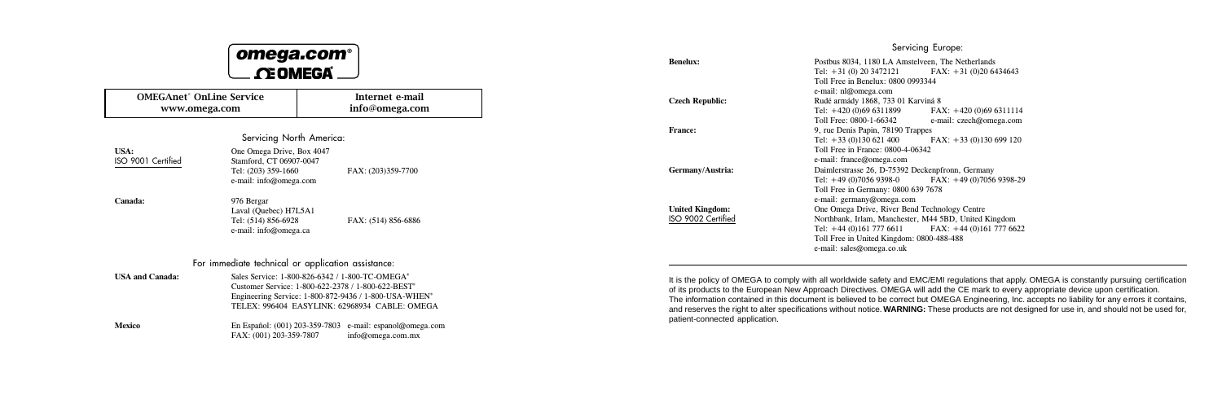**omega.com®**

**OMEGA®**

| OMEGAnet® OnLine Service | Internet e-mail |
|---|---|
| www.omega.com | info@omega.com |

## Servicing North America:

**USA:**
ISO 9001 Certified

One Omega Drive, Box 4047
Stamford, CT 06907-0047
Tel: (203) 359-1660 FAX: (203)359-7700
e-mail: info@omega.com

**Canada:**

976 Bergar
Laval (Quebec) H7L5A1
Tel: (514) 856-6928 FAX: (514) 856-6886
e-mail: info@omega.ca

## For immediate technical or application assistance:

**USA and Canada:**

Sales Service: 1-800-826-6342 / 1-800-TC-OMEGA®
Customer Service: 1-800-622-2378 / 1-800-622-BEST®
Engineering Service: 1-800-872-9436 / 1-800-USA-WHEN®
TELEX: 996404 EASYLINK: 62968934 CABLE: OMEGA

**Mexico**

En Español: (001) 203-359-7803 e-mail: espanol@omega.com
FAX: (001) 203-359-7807 info@omega.com.mx

## Servicing Europe:

**Benelux:**

Postbus 8034, 1180 LA Amstelveen, The Netherlands
Tel: +31 (0) 20 3472121 FAX: +31 (0)20 6434643
Toll Free in Benelux: 0800 0993344
e-mail: nl@omega.com

**Czech Republic:**

Rudé armády 1868, 733 01 Karviná 8
Tel: +420 (0)69 6311899 FAX: +420 (0)69 6311114
Toll Free: 0800-1-66342 e-mail: czech@omega.com

**France:**

9, rue Denis Papin, 78190 Trappes
Tel: +33 (0)130 621 400 FAX: +33 (0)130 699 120
Toll Free in France: 0800-4-06342
e-mail: france@omega.com

**Germany/Austria:**

Daimlerstrasse 26, D-75392 Deckenpfronn, Germany
Tel: +49 (0)7056 9398-0 FAX: +49 (0)7056 9398-29
Toll Free in Germany: 0800 639 7678
e-mail: germany@omega.com

**United Kingdom:**
ISO 9002 Certified

One Omega Drive, River Bend Technology Centre
Northbank, Irlam, Manchester, M44 5BD, United Kingdom
Tel: +44 (0)161 777 6611 FAX: +44 (0)161 777 6622
Toll Free in United Kingdom: 0800-488-488
e-mail: sales@omega.co.uk

---

It is the policy of OMEGA to comply with all worldwide safety and EMC/EMI regulations that apply. OMEGA is constantly pursuing certification of its products to the European New Approach Directives. OMEGA will add the CE mark to every appropriate device upon certification.
The information contained in this document is believed to be correct but OMEGA Engineering, Inc. accepts no liability for any errors it contains, and reserves the right to alter specifications without notice. **WARNING:** These products are not designed for use in, and should not be used for, patient-connected application.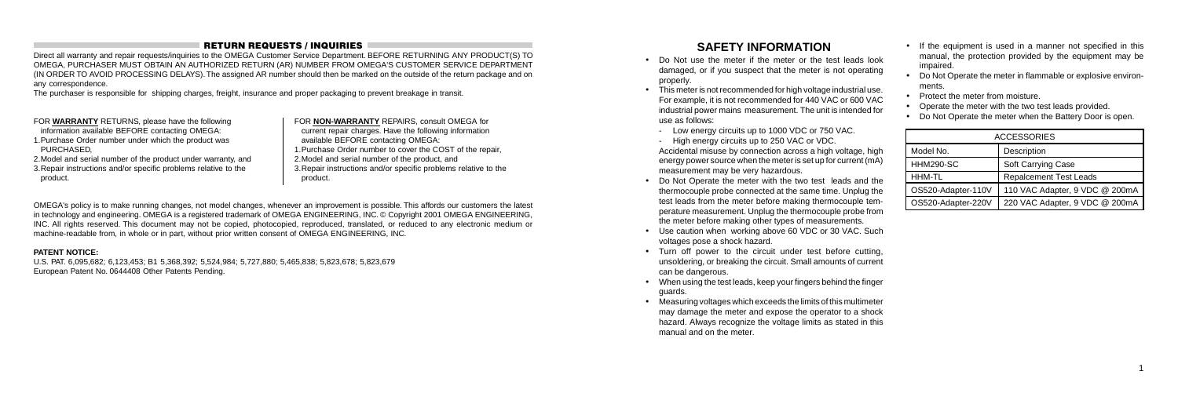## RETURN REQUESTS / INQUIRIES

Direct all warranty and repair requests/inquiries to the OMEGA Customer Service Department. BEFORE RETURNING ANY PRODUCT(S) TO OMEGA, PURCHASER MUST OBTAIN AN AUTHORIZED RETURN (AR) NUMBER FROM OMEGA'S CUSTOMER SERVICE DEPARTMENT (IN ORDER TO AVOID PROCESSING DELAYS). The assigned AR number should then be marked on the outside of the return package and on any correspondence.

The purchaser is responsible for shipping charges, freight, insurance and proper packaging to prevent breakage in transit.

FOR **WARRANTY** RETURNS, please have the following information available BEFORE contacting OMEGA:

1. Purchase Order number under which the product was PURCHASED,
2. Model and serial number of the product under warranty, and
3. Repair instructions and/or specific problems relative to the product.

FOR **NON-WARRANTY** REPAIRS, consult OMEGA for current repair charges. Have the following information available BEFORE contacting OMEGA:

1. Purchase Order number to cover the COST of the repair,
2. Model and serial number of the product, and
3. Repair instructions and/or specific problems relative to the product.

OMEGA's policy is to make running changes, not model changes, whenever an improvement is possible. This affords our customers the latest in technology and engineering. OMEGA is a registered trademark of OMEGA ENGINEERING, INC. © Copyright 2001 OMEGA ENGINEERING, INC. All rights reserved. This document may not be copied, photocopied, reproduced, translated, or reduced to any electronic medium or machine-readable from, in whole or in part, without prior written consent of OMEGA ENGINEERING, INC.

**PATENT NOTICE:**
U.S. PAT. 6,095,682; 6,123,453; B1 5,368,392; 5,524,984; 5,727,880; 5,465,838; 5,823,678; 5,823,679
European Patent No. 0644408 Other Patents Pending.

# SAFETY INFORMATION

- Do Not use the meter if the meter or the test leads look damaged, or if you suspect that the meter is not operating properly.
- This meter is not recommended for high voltage industrial use. For example, it is not recommended for 440 VAC or 600 VAC industrial power mains measurement. The unit is intended for use as follows:
  - Low energy circuits up to 1000 VDC or 750 VAC.
  - High energy circuits up to 250 VAC or VDC.

  Accidental misuse by connection across a high voltage, high energy power source when the meter is set up for current (mA) measurement may be very hazardous.
- Do Not Operate the meter with the two test leads and the thermocouple probe connected at the same time. Unplug the test leads from the meter before making thermocouple temperature measurement. Unplug the thermocouple probe from the meter before making other types of measurements.
- Use caution when working above 60 VDC or 30 VAC. Such voltages pose a shock hazard.
- Turn off power to the circuit under test before cutting, unsoldering, or breaking the circuit. Small amounts of current can be dangerous.
- When using the test leads, keep your fingers behind the finger guards.
- Measuring voltages which exceeds the limits of this multimeter may damage the meter and expose the operator to a shock hazard. Always recognize the voltage limits as stated in this manual and on the meter.
- If the equipment is used in a manner not specified in this manual, the protection provided by the equipment may be impaired.
- Do Not Operate the meter in flammable or explosive environments.
- Protect the meter from moisture.
- Operate the meter with the two test leads provided.
- Do Not Operate the meter when the Battery Door is open.

| ACCESSORIES | |
|---|---|
| Model No. | Description |
| HHM290-SC | Soft Carrying Case |
| HHM-TL | Repalcement Test Leads |
| OS520-Adapter-110V | 110 VAC Adapter, 9 VDC @ 200mA |
| OS520-Adapter-220V | 220 VAC Adapter, 9 VDC @ 200mA |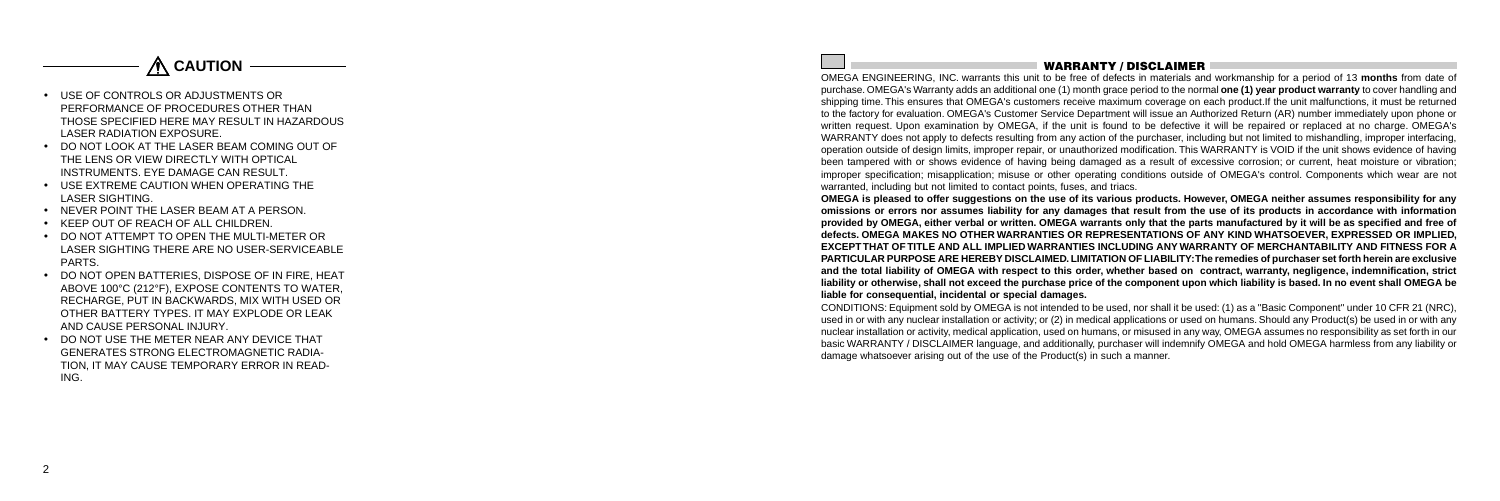## ⚠ CAUTION

- USE OF CONTROLS OR ADJUSTMENTS OR PERFORMANCE OF PROCEDURES OTHER THAN THOSE SPECIFIED HERE MAY RESULT IN HAZARDOUS LASER RADIATION EXPOSURE.
- DO NOT LOOK AT THE LASER BEAM COMING OUT OF THE LENS OR VIEW DIRECTLY WITH OPTICAL INSTRUMENTS. EYE DAMAGE CAN RESULT.
- USE EXTREME CAUTION WHEN OPERATING THE LASER SIGHTING.
- NEVER POINT THE LASER BEAM AT A PERSON.
- KEEP OUT OF REACH OF ALL CHILDREN.
- DO NOT ATTEMPT TO OPEN THE MULTI-METER OR LASER SIGHTING THERE ARE NO USER-SERVICEABLE PARTS.
- DO NOT OPEN BATTERIES, DISPOSE OF IN FIRE, HEAT ABOVE 100°C (212°F), EXPOSE CONTENTS TO WATER, RECHARGE, PUT IN BACKWARDS, MIX WITH USED OR OTHER BATTERY TYPES. IT MAY EXPLODE OR LEAK AND CAUSE PERSONAL INJURY.
- DO NOT USE THE METER NEAR ANY DEVICE THAT GENERATES STRONG ELECTROMAGNETIC RADIATION, IT MAY CAUSE TEMPORARY ERROR IN READING.

## WARRANTY / DISCLAIMER

OMEGA ENGINEERING, INC. warrants this unit to be free of defects in materials and workmanship for a period of 13 **months** from date of purchase. OMEGA's Warranty adds an additional one (1) month grace period to the normal **one (1) year product warranty** to cover handling and shipping time. This ensures that OMEGA's customers receive maximum coverage on each product.If the unit malfunctions, it must be returned to the factory for evaluation. OMEGA's Customer Service Department will issue an Authorized Return (AR) number immediately upon phone or written request. Upon examination by OMEGA, if the unit is found to be defective it will be repaired or replaced at no charge. OMEGA's WARRANTY does not apply to defects resulting from any action of the purchaser, including but not limited to mishandling, improper interfacing, operation outside of design limits, improper repair, or unauthorized modification. This WARRANTY is VOID if the unit shows evidence of having been tampered with or shows evidence of having being damaged as a result of excessive corrosion; or current, heat moisture or vibration; improper specification; misapplication; misuse or other operating conditions outside of OMEGA's control. Components which wear are not warranted, including but not limited to contact points, fuses, and triacs.

**OMEGA is pleased to offer suggestions on the use of its various products. However, OMEGA neither assumes responsibility for any omissions or errors nor assumes liability for any damages that result from the use of its products in accordance with information provided by OMEGA, either verbal or written. OMEGA warrants only that the parts manufactured by it will be as specified and free of defects. OMEGA MAKES NO OTHER WARRANTIES OR REPRESENTATIONS OF ANY KIND WHATSOEVER, EXPRESSED OR IMPLIED, EXCEPT THAT OF TITLE AND ALL IMPLIED WARRANTIES INCLUDING ANY WARRANTY OF MERCHANTABILITY AND FITNESS FOR A PARTICULAR PURPOSE ARE HEREBY DISCLAIMED. LIMITATION OF LIABILITY: The remedies of purchaser set forth herein are exclusive and the total liability of OMEGA with respect to this order, whether based on contract, warranty, negligence, indemnification, strict liability or otherwise, shall not exceed the purchase price of the component upon which liability is based. In no event shall OMEGA be liable for consequential, incidental or special damages.**

CONDITIONS: Equipment sold by OMEGA is not intended to be used, nor shall it be used: (1) as a "Basic Component" under 10 CFR 21 (NRC), used in or with any nuclear installation or activity; or (2) in medical applications or used on humans. Should any Product(s) be used in or with any nuclear installation or activity, medical application, used on humans, or misused in any way, OMEGA assumes no responsibility as set forth in our basic WARRANTY / DISCLAIMER language, and additionally, purchaser will indemnify OMEGA and hold OMEGA harmless from any liability or damage whatsoever arising out of the use of the Product(s) in such a manner.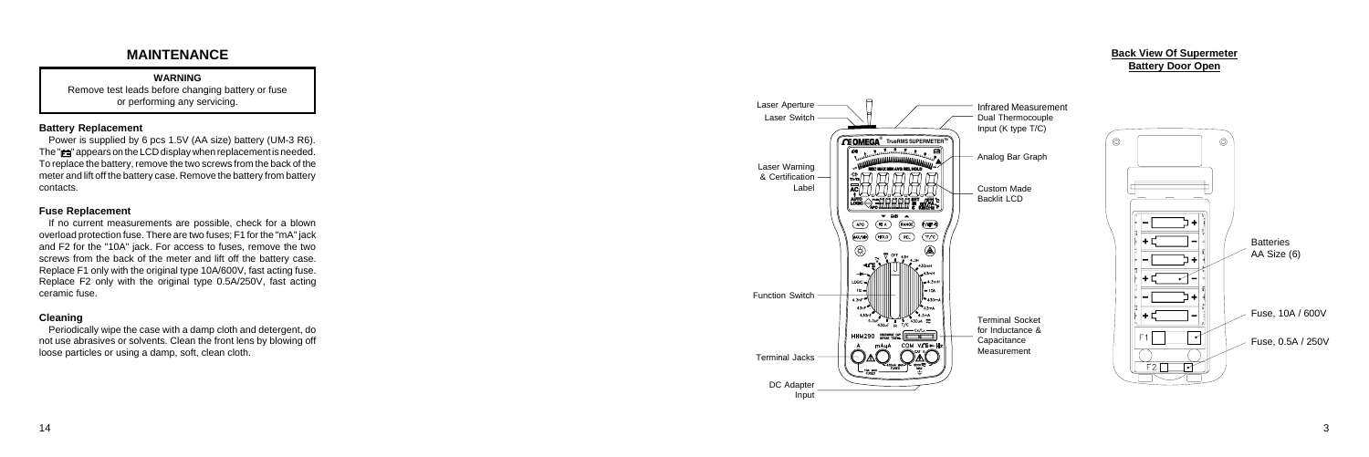# MAINTENANCE

**WARNING**

Remove test leads before changing battery or fuse or performing any servicing.

### Battery Replacement

Power is supplied by 6 pcs 1.5V (AA size) battery (UM-3 R6). The "battery symbol" appears on the LCD display when replacement is needed. To replace the battery, remove the two screws from the back of the meter and lift off the battery case. Remove the battery from battery contacts.

### Fuse Replacement

If no current measurements are possible, check for a blown overload protection fuse. There are two fuses; F1 for the "mA" jack and F2 for the "10A" jack. For access to fuses, remove the two screws from the back of the meter and lift off the battery case. Replace F1 only with the original type 10A/600V, fast acting fuse. Replace F2 only with the original type 0.5A/250V, fast acting ceramic fuse.

### Cleaning

Periodically wipe the case with a damp cloth and detergent, do not use abrasives or solvents. Clean the front lens by blowing off loose particles or using a damp, soft, clean cloth.

Laser Aperture
Laser Switch
Laser Warning & Certification Label
Function Switch
Terminal Jacks
DC Adapter Input
Infrared Measurement
Dual Thermocouple Input (K type T/C)
Analog Bar Graph
Custom Made Backlit LCD
Terminal Socket for Inductance & Capacitance Measurement

**Back View Of Supermeter Battery Door Open**

Batteries AA Size (6)
Fuse, 10A / 600V
Fuse, 0.5A / 250V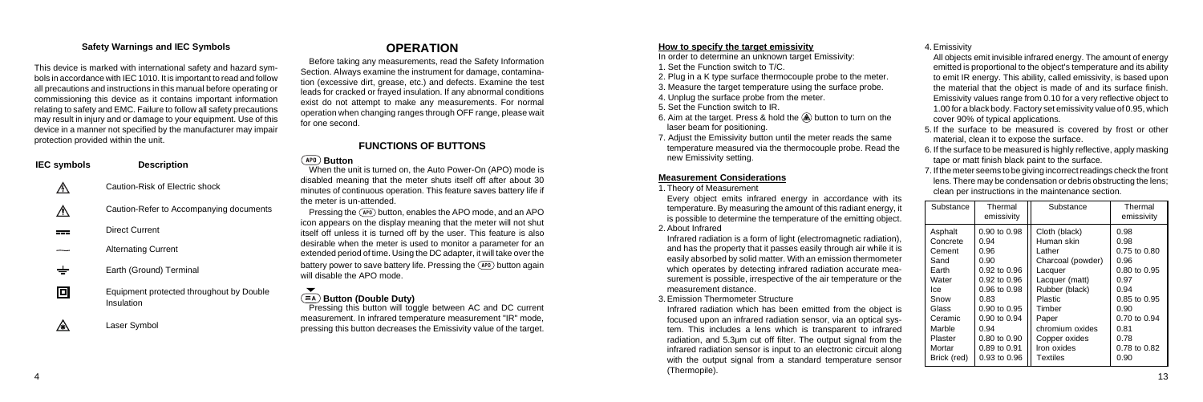### Safety Warnings and IEC Symbols

This device is marked with international safety and hazard symbols in accordance with IEC 1010. It is important to read and follow all precautions and instructions in this manual before operating or commissioning this device as it contains important information relating to safety and EMC. Failure to follow all safety precautions may result in injury and or damage to your equipment. Use of this device in a manner not specified by the manufacturer may impair protection provided within the unit.

| IEC symbols | Description |
|---|---|
| ⚠ | Caution-Risk of Electric shock |
| ⚠ | Caution-Refer to Accompanying documents |
| ⎓ | Direct Current |
| ~ | Alternating Current |
| ⏚ | Earth (Ground) Terminal |
| ⧈ | Equipment protected throughout by Double Insulation |
| ⚠ | Laser Symbol |

## OPERATION

Before taking any measurements, read the Safety Information Section. Always examine the instrument for damage, contamination (excessive dirt, grease, etc.) and defects. Examine the test leads for cracked or frayed insulation. If any abnormal conditions exist do not attempt to make any measurements. For normal operation when changing ranges through OFF range, please wait for one second.

### FUNCTIONS OF BUTTONS

#### (APO) Button

When the unit is turned on, the Auto Power-On (APO) mode is disabled meaning that the meter shuts itself off after about 30 minutes of continuous operation. This feature saves battery life if the meter is un-attended.

Pressing the (APO) button, enables the APO mode, and an APO icon appears on the display meaning that the meter will not shut itself off unless it is turned off by the user. This feature is also desirable when the meter is used to monitor a parameter for an extended period of time. Using the DC adapter, it will take over the battery power to save battery life. Pressing the (APO) button again will disable the APO mode.

#### (≡A) Button (Double Duty)

Pressing this button will toggle between AC and DC current measurement. In infrared temperature measurement "IR" mode, pressing this button decreases the Emissivity value of the target.

#### How to specify the target emissivity

In order to determine an unknown target Emissivity:

1. Set the Function switch to T/C.
2. Plug in a K type surface thermocouple probe to the meter.
3. Measure the target temperature using the surface probe.
4. Unplug the surface probe from the meter.
5. Set the Function switch to IR.
6. Aim at the target. Press & hold the (laser) button to turn on the laser beam for positioning.
7. Adjust the Emissivity button until the meter reads the same temperature measured via the thermocouple probe. Read the new Emissivity setting.

#### Measurement Considerations

1. Theory of Measurement

   Every object emits infrared energy in accordance with its temperature. By measuring the amount of this radiant energy, it is possible to determine the temperature of the emitting object.

2. About Infrared

   Infrared radiation is a form of light (electromagnetic radiation), and has the property that it passes easily through air while it is easily absorbed by solid matter. With an emission thermometer which operates by detecting infrared radiation accurate measurement is possible, irrespective of the air temperature or the measurement distance.

3. Emission Thermometer Structure

   Infrared radiation which has been emitted from the object is focused upon an infrared radiation sensor, via an optical system. This includes a lens which is transparent to infrared radiation, and 5.3μm cut off filter. The output signal from the infrared radiation sensor is input to an electronic circuit along with the output signal from a standard temperature sensor (Thermopile).

4. Emissivity

   All objects emit invisible infrared energy. The amount of energy emitted is proportional to the object's temperature and its ability to emit IR energy. This ability, called emissivity, is based upon the material that the object is made of and its surface finish. Emissivity values range from 0.10 for a very reflective object to 1.00 for a black body. Factory set emissivity value of 0.95, which cover 90% of typical applications.

5. If the surface to be measured is covered by frost or other material, clean it to expose the surface.
6. If the surface to be measured is highly reflective, apply masking tape or matt finish black paint to the surface.
7. If the meter seems to be giving incorrect readings check the front lens. There may be condensation or debris obstructing the lens; clean per instructions in the maintenance section.

| Substance | Thermal emissivity | Substance | Thermal emissivity |
|---|---|---|---|
| Asphalt | 0.90 to 0.98 | Cloth (black) | 0.98 |
| Concrete | 0.94 | Human skin | 0.98 |
| Cement | 0.96 | Lather | 0.75 to 0.80 |
| Sand | 0.90 | Charcoal (powder) | 0.96 |
| Earth | 0.92 to 0.96 | Lacquer | 0.80 to 0.95 |
| Water | 0.92 to 0.96 | Lacquer (matt) | 0.97 |
| Ice | 0.96 to 0.98 | Rubber (black) | 0.94 |
| Snow | 0.83 | Plastic | 0.85 to 0.95 |
| Glass | 0.90 to 0.95 | Timber | 0.90 |
| Ceramic | 0.90 to 0.94 | Paper | 0.70 to 0.94 |
| Marble | 0.94 | chromium oxides | 0.81 |
| Plaster | 0.80 to 0.90 | Copper oxides | 0.78 |
| Mortar | 0.89 to 0.91 | Iron oxides | 0.78 to 0.82 |
| Brick (red) | 0.93 to 0.96 | Textiles | 0.90 |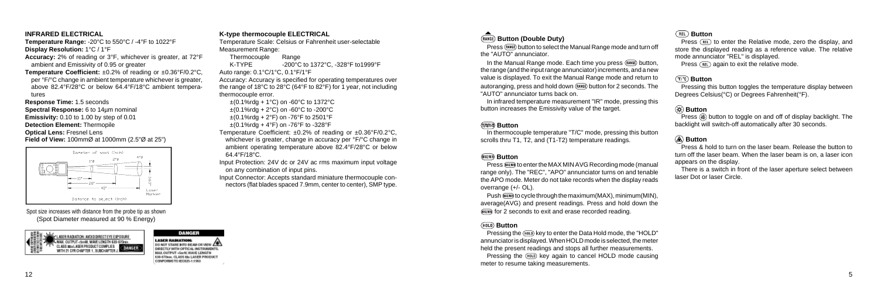**INFRARED ELECTRICAL**

**Temperature Range:** -20°C to 550°C / -4°F to 1022°F

**Display Resolution:** 1°C / 1°F

**Accuracy:** 2% of reading or 3°F, whichever is greater, at 72°F ambient and Emissivity of 0.95 or greater

**Temperature Coefficient:** ±0.2% of reading or ±0.36°F/0.2°C, per °F/°C change in ambient temperature whichever is greater, above 82.4°F/28°C or below 64.4°F/18°C ambient temperatures

**Response Time:** 1.5 seconds

**Spectral Response:** 6 to 14μm nominal

**Emissivity:** 0.10 to 1.00 by step of 0.01

**Detection Element:** Thermopile

**Optical Lens:** Fresnel Lens

**Field of View:** 100mmØ at 1000mm (2.5"Ø at 25")

Spot size increases with distance from the probe tip as shown
(Spot Diameter measured at 90 % Energy)

**K-type thermocouple ELECTRICAL**

Temperature Scale: Celsius or Fahrenheit user-selectable

Measurement Range:

| Thermocouple | Range |
|---|---|
| K-TYPE | -200°C to 1372°C, -328°F to1999°F |

Auto range: 0.1°C/1°C, 0.1°F/1°F

Accuracy: Accuracy is specified for operating temperatures over the range of 18°C to 28°C (64°F to 82°F) for 1 year, not including thermocouple error.

±(0.1%rdg + 1°C) on -60°C to 1372°C
±(0.1%rdg + 2°C) on -60°C to -200°C
±(0.1%rdg + 2°F) on -76°F to 2501°F
±(0.1%rdg + 4°F) on -76°F to -328°F

Temperature Coefficient: ±0.2% of reading or ±0.36°F/0.2°C, whichever is greater, change in accuracy per °F/°C change in ambient operating temperature above 82.4°F/28°C or below 64.4°F/18°C.

Input Protection: 24V dc or 24V ac rms maximum input voltage on any combination of input pins.

Input Connector: Accepts standard miniature thermocouple connectors (flat blades spaced 7.9mm, center to center), SMP type.

**RANGE Button (Double Duty)**

Press RANGE button to select the Manual Range mode and turn off the "AUTO" annunciator.

In the Manual Range mode. Each time you press RANGE button, the range (and the input range annunciator) increments, and a new value is displayed. To exit the Manual Range mode and return to autoranging, press and hold down RANGE button for 2 seconds. The "AUTO" annunciator turns back on.

In infrared temperature measurement "IR" mode, pressing this button increases the Emissivity value of the target.

**T1/T2/T1-T2 Button**

In thermocouple temperature "T/C" mode, pressing this button scrolls thru T1, T2, and (T1-T2) temperature readings.

**MAX/MIN Button**

Press MAX/MIN to enter the MAX MIN AVG Recording mode (manual range only). The "REC", "APO" annunciator turns on and tenable the APO mode. Meter do not take records when the display reads overrange (+/- OL).

Push MAX/MIN to cycle through the maximum(MAX), minimum(MIN), average(AVG) and present readings. Press and hold down the MAX/MIN for 2 seconds to exit and erase recorded reading.

**HOLD Button**

Pressing the HOLD key to enter the Data Hold mode, the "HOLD" annunciator is displayed. When HOLD mode is selected, the meter held the present readings and stops all further measurements.

Pressing the HOLD key again to cancel HOLD mode causing meter to resume taking measurements.

**REL Button**

Press REL to enter the Relative mode, zero the display, and store the displayed reading as a reference value. The relative mode annunciator "REL" is displayed.

Press REL again to exit the relative mode.

**°F/°C Button**

Pressing this button toggles the temperature display between Degrees Celsius(°C) or Degrees Fahrenheit(°F).

**Backlight Button**

Press backlight button to toggle on and off of display backlight. The backlight will switch-off automatically after 30 seconds.

**Laser Button**

Press & hold to turn on the laser beam. Release the button to turn off the laser beam. When the laser beam is on, a laser icon appears on the display.

There is a switch in front of the laser aperture select between laser Dot or laser Circle.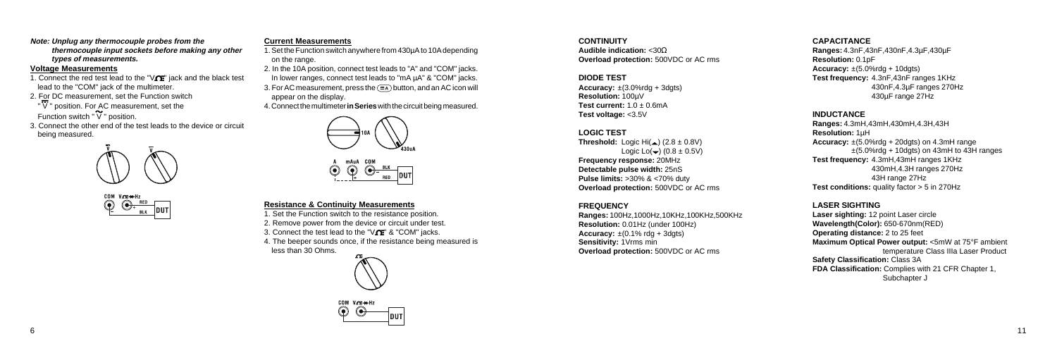***Note: Unplug any thermocouple probes from the thermocouple input sockets before making any other types of measurements.***

**Voltage Measurements**

1. Connect the red test lead to the "V" jack and the black test lead to the "COM" jack of the multimeter.
2. For DC measurement, set the Function switch "V" position. For AC measurement, set the Function switch "V" position.
3. Connect the other end of the test leads to the device or circuit being measured.

**Current Measurements**

1. Set the Function switch anywhere from 430µA to 10A depending on the range.
2. In the 10A position, connect test leads to "A" and "COM" jacks. In lower ranges, connect test leads to "mA µA" & "COM" jacks.
3. For AC measurement, press the button, and an AC icon will appear on the display.
4. Connect the multimeter **in Series** with the circuit being measured.

**Resistance & Continuity Measurements**

1. Set the Function switch to the resistance position.
2. Remove power from the device or circuit under test.
3. Connect the test lead to the "V" & "COM" jacks.
4. The beeper sounds once, if the resistance being measured is less than 30 Ohms.

**CONTINUITY**

**Audible indication:** <30Ω
**Overload protection:** 500VDC or AC rms

**DIODE TEST**

**Accuracy:** ±(3.0%rdg + 3dgts)
**Resolution:** 100µV
**Test current:** 1.0 ± 0.6mA
**Test voltage:** <3.5V

**LOGIC TEST**

**Threshold:** Logic Hi(▲) (2.8 ± 0.8V)
Logic Lo(▼) (0.8 ± 0.5V)
**Frequency response:** 20MHz
**Detectable pulse width:** 25nS
**Pulse limits:** >30% & <70% duty
**Overload protection:** 500VDC or AC rms

**FREQUENCY**

**Ranges:** 100Hz,1000Hz,10KHz,100KHz,500KHz
**Resolution:** 0.01Hz (under 100Hz)
**Accuracy:** ±(0.1% rdg + 3dgts)
**Sensitivity:** 1Vrms min
**Overload protection:** 500VDC or AC rms

**CAPACITANCE**

**Ranges:** 4.3nF,43nF,430nF,4.3µF,430µF
**Resolution:** 0.1pF
**Accuracy:** ±(5.0%rdg + 10dgts)
**Test frequency:** 4.3nF,43nF ranges 1KHz
430nF,4.3µF ranges 270Hz
430µF range 27Hz

**INDUCTANCE**

**Ranges:** 4.3mH,43mH,430mH,4.3H,43H
**Resolution:** 1µH
**Accuracy:** ±(5.0%rdg + 20dgts) on 4.3mH range
±(5.0%rdg + 10dgts) on 43mH to 43H ranges
**Test frequency:** 4.3mH,43mH ranges 1KHz
430mH,4.3H ranges 270Hz
43H range 27Hz
**Test conditions:** quality factor > 5 in 270Hz

**LASER SIGHTING**

**Laser sighting:** 12 point Laser circle
**Wavelength(Color):** 650-670nm(RED)
**Operating distance:** 2 to 25 feet
**Maximum Optical Power output:** <5mW at 75°F ambient temperature Class IIIa Laser Product
**Safety Classification:** Class 3A
**FDA Classification:** Complies with 21 CFR Chapter 1, Subchapter J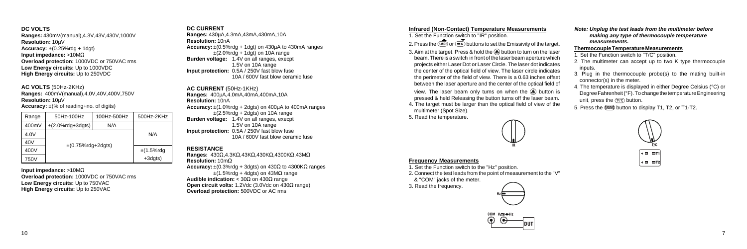## DC VOLTS

**Ranges:** 430mV(manual),4.3V,43V,430V,1000V
**Resolution:** 10µV
**Accuracy:** ±(0.25%rdg + 1dgt)
**Input impedance:** >10MΩ
**Overload protection:** 1000VDC or 750VAC rms
**Low Energy circuits:** Up to 1000VDC
**High Energy circuits:** Up to 250VDC

## AC VOLTS (50Hz-2KHz)

**Ranges:** 400mV(manual),4.0V,40V,400V,750V
**Resolution:** 10µV
**Accuracy:** ±(% of reading+no. of digits)

| Range | 50Hz-100Hz | 100Hz-500Hz | 500Hz-2KHz |
|---|---|---|---|
| 400mV | ±(2.0%rdg+3dgts) | N/A | |
| 4.0V | ±(0.75%rdg+2dgts) | | N/A |
| 40V | | | |
| 400V | | | ±(1.5%rdg +3dgts) |
| 750V | | | |

**Input impedance:** >10MΩ
**Overload protection:** 1000VDC or 750VAC rms
**Low Energy circuits:** Up to 750VAC
**High Energy circuits:** Up to 250VAC

## DC CURRENT

**Ranges:** 430µA,4.3mA,43mA,430mA,10A
**Resolution:** 10nA
**Accuracy:** ±(0.5%rdg + 1dgt) on 430µA to 430mA ranges
±(2.0%rdg + 1dgt) on 10A range
**Burden voltage:** 1.4V on all ranges, execpt
1.5V on 10A range
**Input protection:** 0.5A / 250V fast blow fuse
10A / 600V fast blow ceramic fuse

## AC CURRENT (50Hz-1KHz)

**Ranges:** 400µA,4.0mA,40mA,400mA,10A
**Resolution:** 10nA
**Accuracy:** ±(1.0%rdg + 2dgts) on 400µA to 400mA ranges
±(2.5%rdg + 2dgts) on 10A range
**Burden voltage:** 1.4V on all ranges, execpt
1.5V on 10A range
**Input protection:** 0.5A / 250V fast blow fuse
10A / 600V fast blow ceramic fuse

## RESISTANCE

**Ranges:** 430Ω,4.3KΩ,43KΩ,430KΩ,4300KΩ,43MΩ
**Resolution:** 10mΩ
**Accuracy:** ±(0.3%rdg + 3dgts) on 430Ω to 4300KΩ ranges
±(1.5%rdg + 4dgts) on 43MΩ range
**Audible indication:** < 30Ω on 430Ω range
**Open circuit volts:** 1.2Vdc (3.0Vdc on 430Ω range)
**Overload protection:** 500VDC or AC rms

## Infrared (Non-Contact) Temperature Measurements

1. Set the Function switch to "IR" position.
2. Press the RANGE or ▲ buttons to set the Emissivity of the target.
3. Aim at the target. Press & hold the button to turn on the laser beam. There is a switch in front of the laser beam aperture which projects either Laser Dot or Laser Circle. The laser dot indicates the center of the optical field of view. The laser circle indicates the perimeter of the field of view. There is a 0.63 inches offset between the laser aperture and the center of the optical field of view. The laser beam only turns on when the button is pressed & held Releasing the button turns off the laser beam.
4. The target must be larger than the optical field of view of the multimeter (Spot Size).
5. Read the temperature.

## Frequency Measurements

1. Set the Function switch to the "Hz" position.
2. Connect the test leads from the point of measurement to the "V" & "COM" jacks of the meter.
3. Read the frequency.

***Note: Unplug the test leads from the multimeter before making any type of thermocouple temperature measurements.***

## Thermocouple Temperature Measurements

1. Set the Function switch to "T/C" position.
2. The multimeter can accept up to two K type thermocouple inputs.
3. Plug in the thermocouple probe(s) to the mating built-in connector(s) in the meter.
4. The temperature is displayed in either Degree Celsius (°C) or Degree Fahrenheit (°F). To change the temperature Engineering unit, press the T/C button.
5. Press the RANGE button to display T1, T2, or T1-T2.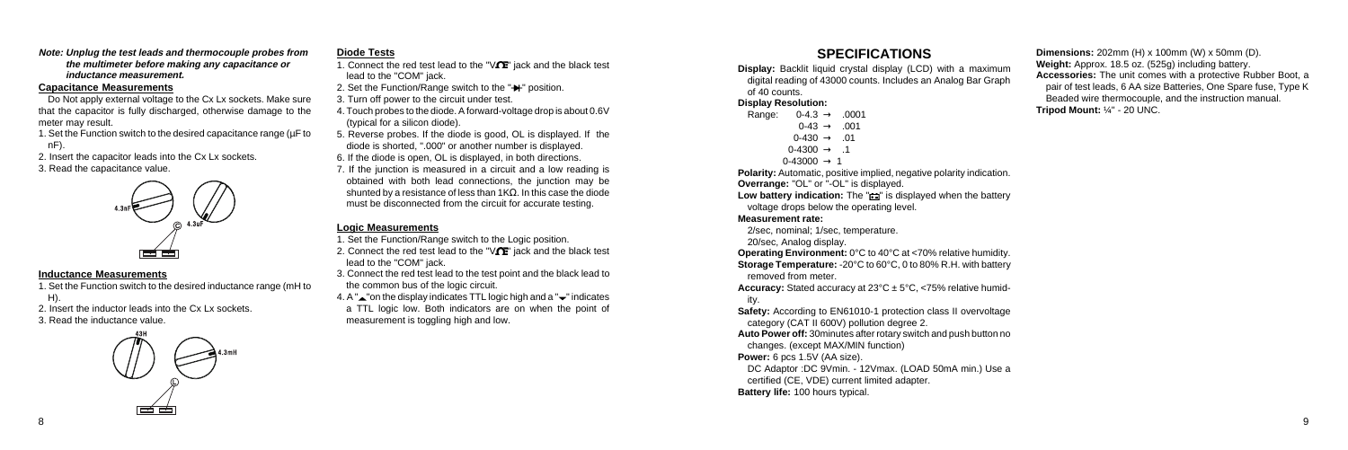***Note: Unplug the test leads and thermocouple probes from the multimeter before making any capacitance or inductance measurement.***

### Capacitance Measurements

Do Not apply external voltage to the Cx Lx sockets. Make sure that the capacitor is fully discharged, otherwise damage to the meter may result.

1. Set the Function switch to the desired capacitance range (µF to nF).
2. Insert the capacitor leads into the Cx Lx sockets.
3. Read the capacitance value.

4.3nF

4.3uF

### Inductance Measurements

1. Set the Function switch to the desired inductance range (mH to H).
2. Insert the inductor leads into the Cx Lx sockets.
3. Read the inductance value.

43H

4.3mH

### Diode Tests

1. Connect the red test lead to the "VΩ" jack and the black test lead to the "COM" jack.
2. Set the Function/Range switch to the "⊣◄" position.
3. Turn off power to the circuit under test.
4. Touch probes to the diode. A forward-voltage drop is about 0.6V (typical for a silicon diode).
5. Reverse probes. If the diode is good, OL is displayed. If the diode is shorted, ".000" or another number is displayed.
6. If the diode is open, OL is displayed, in both directions.
7. If the junction is measured in a circuit and a low reading is obtained with both lead connections, the junction may be shunted by a resistance of less than 1KΩ. In this case the diode must be disconnected from the circuit for accurate testing.

### Logic Measurements

1. Set the Function/Range switch to the Logic position.
2. Connect the red test lead to the "VΩ" jack and the black test lead to the "COM" jack.
3. Connect the red test lead to the test point and the black lead to the common bus of the logic circuit.
4. A "▲"on the display indicates TTL logic high and a "▼" indicates a TTL logic low. Both indicators are on when the point of measurement is toggling high and low.

## SPECIFICATIONS

**Display:** Backlit liquid crystal display (LCD) with a maximum digital reading of 43000 counts. Includes an Analog Bar Graph of 40 counts.

**Display Resolution:**

Range: 0-4.3 → .0001
0-43 → .001
0-430 → .01
0-4300 → .1
0-43000 → 1

**Polarity:** Automatic, positive implied, negative polarity indication.

**Overrange:** "OL" or "-OL" is displayed.

**Low battery indication:** The "▭" is displayed when the battery voltage drops below the operating level.

**Measurement rate:**
2/sec, nominal; 1/sec, temperature.
20/sec, Analog display.

**Operating Environment:** 0°C to 40°C at <70% relative humidity.

**Storage Temperature:** -20°C to 60°C, 0 to 80% R.H. with battery removed from meter.

**Accuracy:** Stated accuracy at 23°C ± 5°C, <75% relative humidity.

**Safety:** According to EN61010-1 protection class II overvoltage category (CAT II 600V) pollution degree 2.

**Auto Power off:** 30minutes after rotary switch and push button no changes. (except MAX/MIN function)

**Power:** 6 pcs 1.5V (AA size).
DC Adaptor :DC 9Vmin. - 12Vmax. (LOAD 50mA min.) Use a certified (CE, VDE) current limited adapter.

**Battery life:** 100 hours typical.

**Dimensions:** 202mm (H) x 100mm (W) x 50mm (D).

**Weight:** Approx. 18.5 oz. (525g) including battery.

**Accessories:** The unit comes with a protective Rubber Boot, a pair of test leads, 6 AA size Batteries, One Spare fuse, Type K Beaded wire thermocouple, and the instruction manual.

**Tripod Mount:** ¼" - 20 UNC.